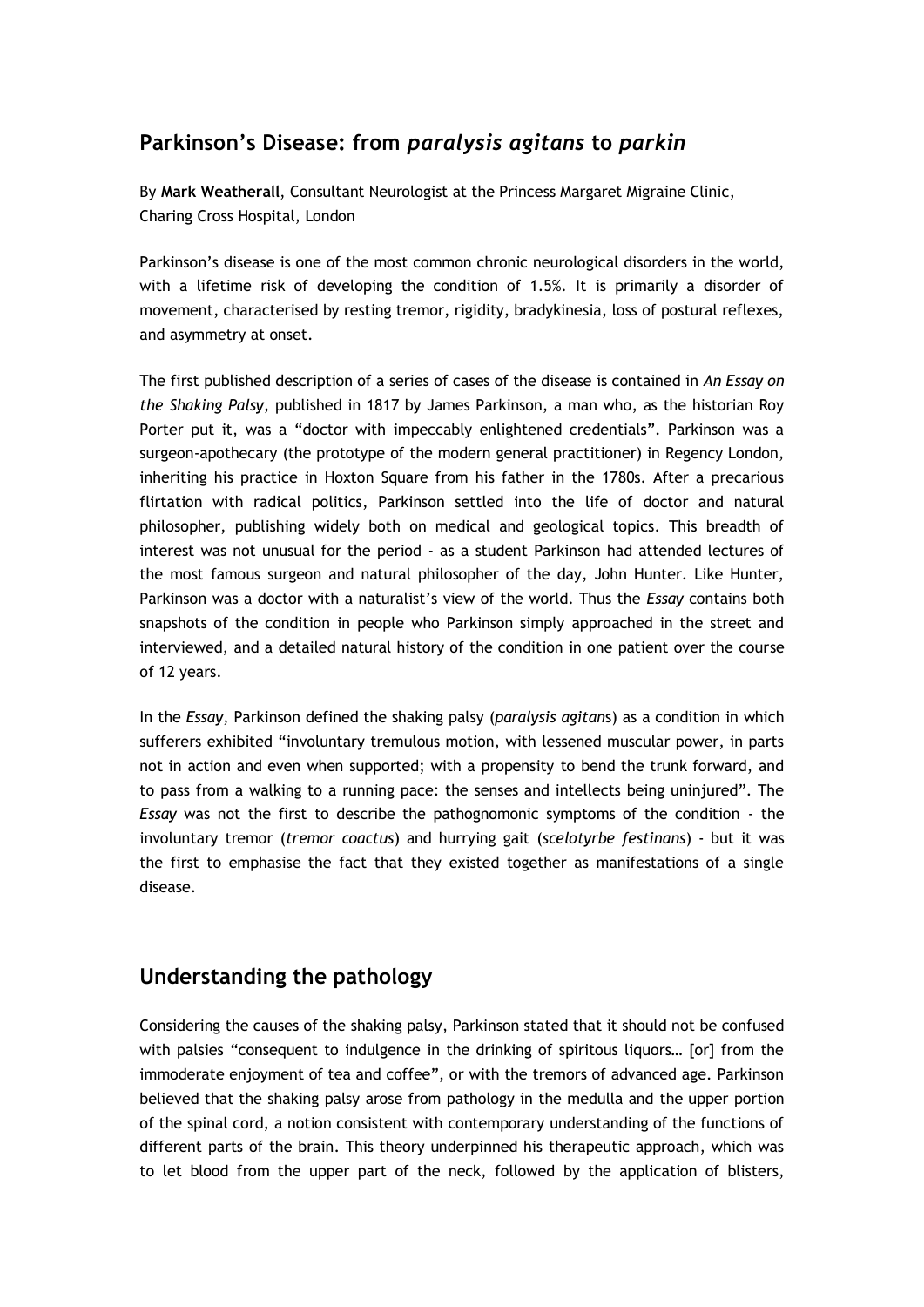## Parkinson's Disease: from *paralysis agitans* to *parkin*

By **Mark Weatherall**, Consultant Neurologist at the Princess Margaret Migraine Clinic, Charing Cross Hospital, London

Parkinson's disease is one of the most common chronic neurological disorders in the world, with a lifetime risk of developing the condition of 1.5%. It is primarily a disorder of movement, characterised by resting tremor, rigidity, bradykinesia, loss of postural reflexes, and asymmetry at onset.

The first published description of a series of cases of the disease is contained in *An Essay on the Shaking Palsy*, published in 1817 by James Parkinson, a man who, as the historian Roy Porter put it, was a "doctor with impeccably enlightened credentials". Parkinson was a surgeon-apothecary (the prototype of the modern general practitioner) in Regency London, inheriting his practice in Hoxton Square from his father in the 1780s. After a precarious flirtation with radical politics, Parkinson settled into the life of doctor and natural philosopher, publishing widely both on medical and geological topics. This breadth of interest was not unusual for the period - as a student Parkinson had attended lectures of the most famous surgeon and natural philosopher of the day, John Hunter. Like Hunter, Parkinson was a doctor with a naturalist's view of the world. Thus the *Essay* contains both snapshots of the condition in people who Parkinson simply approached in the street and interviewed, and a detailed natural history of the condition in one patient over the course of 12 years.

In the *Essay*, Parkinson defined the shaking palsy (*paralysis agitans*) as a condition in which sufferers exhibited "involuntary tremulous motion, with lessened muscular power, in parts not in action and even when supported; with a propensity to bend the trunk forward, and to pass from a walking to a running pace: the senses and intellects being uninjured". The *Essay* was not the first to describe the pathognomonic symptoms of the condition - the involuntary tremor (*tremor coactus*) and hurrying gait (*scelotyrbe festinans*) - but it was the first to emphasise the fact that they existed together as manifestations of a single disease.

## Understanding the pathology

Considering the causes of the shaking palsy, Parkinson stated that it should not be confused with palsies "consequent to indulgence in the drinking of spiritous liquors… [or] from the immoderate enjoyment of tea and coffee", or with the tremors of advanced age. Parkinson believed that the shaking palsy arose from pathology in the medulla and the upper portion of the spinal cord, a notion consistent with contemporary understanding of the functions of different parts of the brain. This theory underpinned his therapeutic approach, which was to let blood from the upper part of the neck, followed by the application of blisters,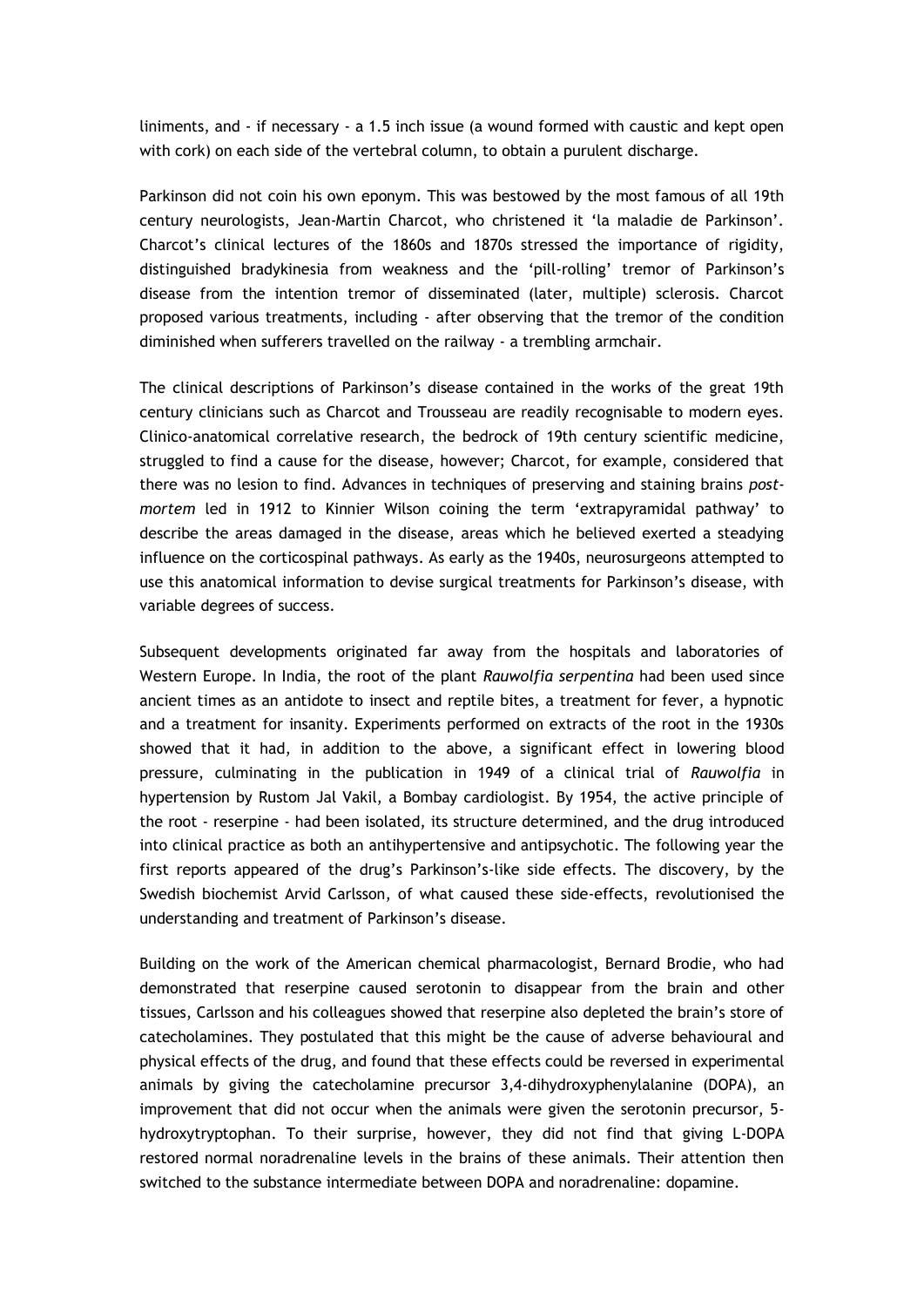liniments, and - if necessary - a 1.5 inch issue (a wound formed with caustic and kept open with cork) on each side of the vertebral column, to obtain a purulent discharge.

Parkinson did not coin his own eponym. This was bestowed by the most famous of all 19th century neurologists, Jean-Martin Charcot, who christened it 'la maladie de Parkinson'. Charcot's clinical lectures of the 1860s and 1870s stressed the importance of rigidity, distinguished bradykinesia from weakness and the 'pill-rolling' tremor of Parkinson's disease from the intention tremor of disseminated (later, multiple) sclerosis. Charcot proposed various treatments, including - after observing that the tremor of the condition diminished when sufferers travelled on the railway - a trembling armchair.

The clinical descriptions of Parkinson's disease contained in the works of the great 19th century clinicians such as Charcot and Trousseau are readily recognisable to modern eyes. Clinico-anatomical correlative research, the bedrock of 19th century scientific medicine, struggled to find a cause for the disease, however; Charcot, for example, considered that there was no lesion to find. Advances in techniques of preserving and staining brains *post-mortem* led in 1912 to Kinnier Wilson coining the term 'extrapyramidal pathway' to describe the areas damaged in the disease, areas which he believed exerted a steadying influence on the corticospinal pathways. As early as the 1940s, neurosurgeons attempted to use this anatomical information to devise surgical treatments for Parkinson's disease, with variable degrees of success.

Subsequent developments originated far away from the hospitals and laboratories of Western Europe. In India, the root of the plant *Rauwolfia serpentina* had been used since ancient times as an antidote to insect and reptile bites, a treatment for fever, a hypnotic and a treatment for insanity. Experiments performed on extracts of the root in the 1930s showed that it had, in addition to the above, a significant effect in lowering blood pressure, culminating in the publication in 1949 of a clinical trial of *Rauwolfia* in hypertension by Rustom Jal Vakil, a Bombay cardiologist. By 1954, the active principle of the root - reserpine - had been isolated, its structure determined, and the drug introduced into clinical practice as both an antihypertensive and antipsychotic. The following year the first reports appeared of the drug's Parkinson's-like side effects. The discovery, by the Swedish biochemist Arvid Carlsson, of what caused these side-effects, revolutionised the understanding and treatment of Parkinson's disease.

Building on the work of the American chemical pharmacologist, Bernard Brodie, who had demonstrated that reserpine caused serotonin to disappear from the brain and other tissues, Carlsson and his colleagues showed that reserpine also depleted the brain's store of catecholamines. They postulated that this might be the cause of adverse behavioural and physical effects of the drug, and found that these effects could be reversed in experimental animals by giving the catecholamine precursor 3,4-dihydroxyphenylalanine (DOPA), an improvement that did not occur when the animals were given the serotonin precursor, 5-hydroxytryptophan. To their surprise, however, they did not find that giving L-DOPA restored normal noradrenaline levels in the brains of these animals. Their attention then switched to the substance intermediate between DOPA and noradrenaline: dopamine.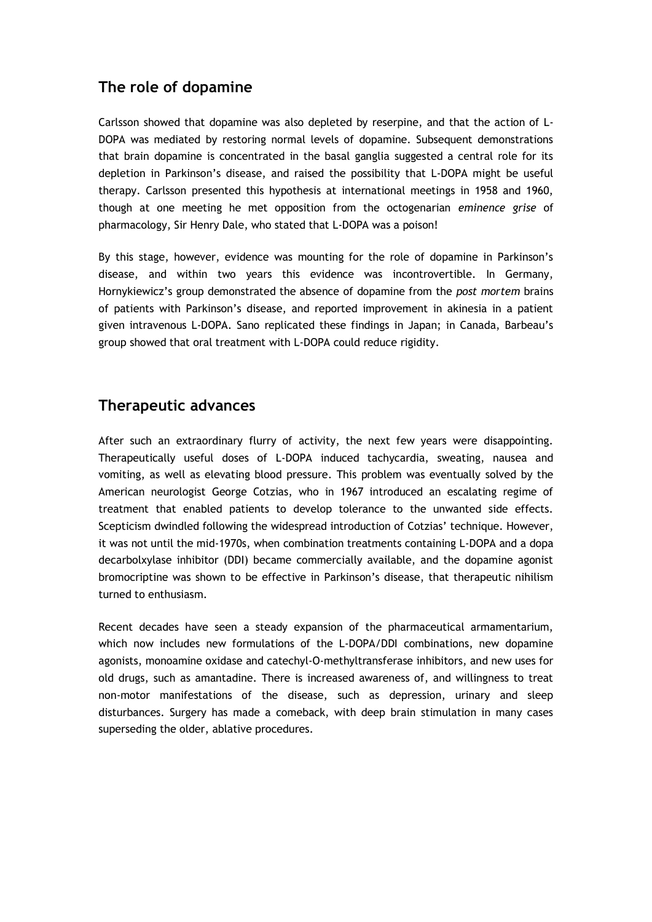## The role of dopamine

Carlsson showed that dopamine was also depleted by reserpine, and that the action of L-DOPA was mediated by restoring normal levels of dopamine. Subsequent demonstrations that brain dopamine is concentrated in the basal ganglia suggested a central role for its depletion in Parkinson's disease, and raised the possibility that L-DOPA might be useful therapy. Carlsson presented this hypothesis at international meetings in 1958 and 1960, though at one meeting he met opposition from the octogenarian *eminence grise* of pharmacology, Sir Henry Dale, who stated that L-DOPA was a poison!

By this stage, however, evidence was mounting for the role of dopamine in Parkinson's disease, and within two years this evidence was incontrovertible. In Germany, Hornykiewicz's group demonstrated the absence of dopamine from the *post mortem* brains of patients with Parkinson's disease, and reported improvement in akinesia in a patient given intravenous L-DOPA. Sano replicated these findings in Japan; in Canada, Barbeau's group showed that oral treatment with L-DOPA could reduce rigidity.

## Therapeutic advances

After such an extraordinary flurry of activity, the next few years were disappointing. Therapeutically useful doses of L-DOPA induced tachycardia, sweating, nausea and vomiting, as well as elevating blood pressure. This problem was eventually solved by the American neurologist George Cotzias, who in 1967 introduced an escalating regime of treatment that enabled patients to develop tolerance to the unwanted side effects. Scepticism dwindled following the widespread introduction of Cotzias' technique. However, it was not until the mid-1970s, when combination treatments containing L-DOPA and a dopa decarbolxylase inhibitor (DDI) became commercially available, and the dopamine agonist bromocriptine was shown to be effective in Parkinson's disease, that therapeutic nihilism turned to enthusiasm.

Recent decades have seen a steady expansion of the pharmaceutical armamentarium, which now includes new formulations of the L-DOPA/DDI combinations, new dopamine agonists, monoamine oxidase and catechyl-O-methyltransferase inhibitors, and new uses for old drugs, such as amantadine. There is increased awareness of, and willingness to treat non-motor manifestations of the disease, such as depression, urinary and sleep disturbances. Surgery has made a comeback, with deep brain stimulation in many cases superseding the older, ablative procedures.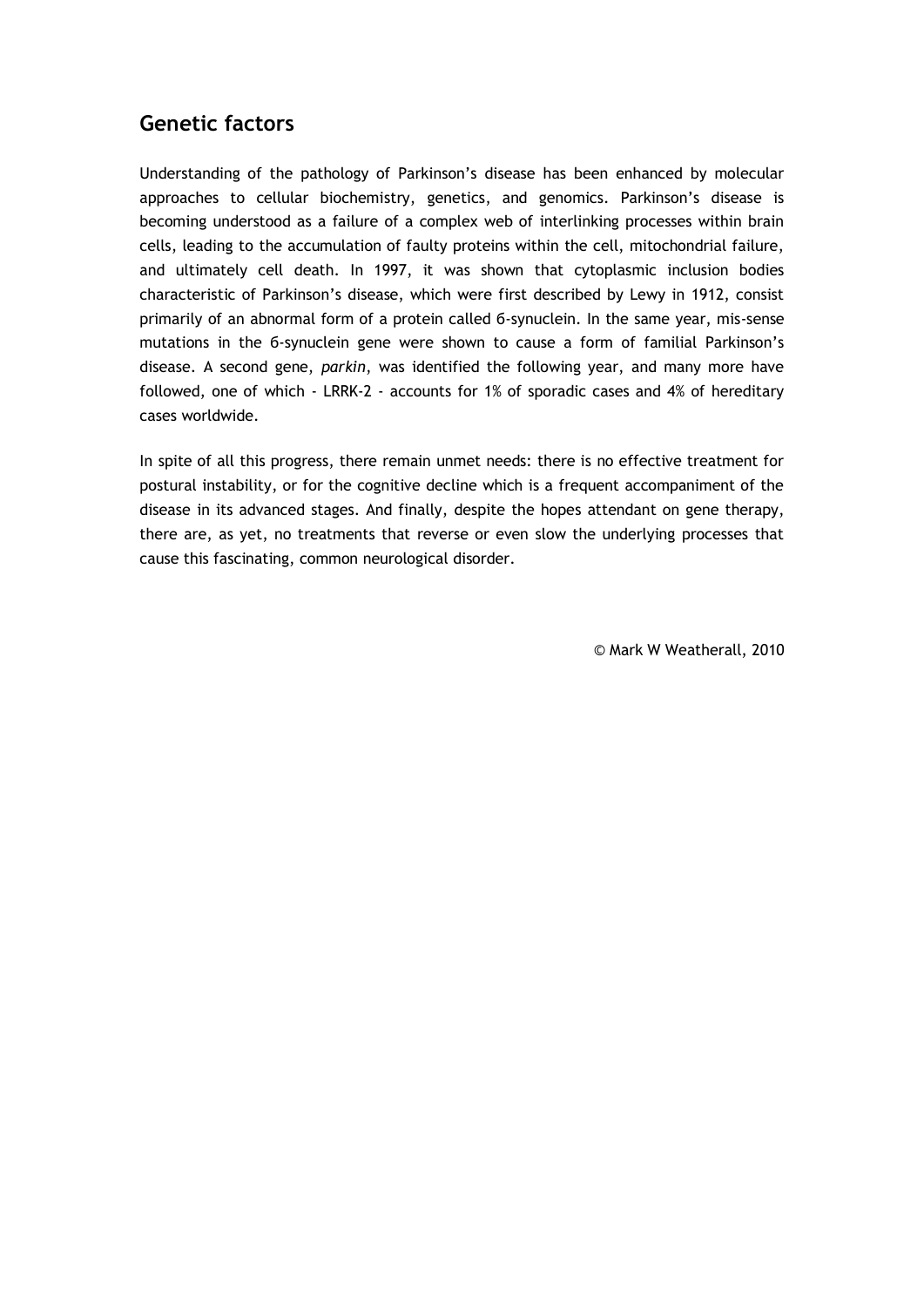## Genetic factors

Understanding of the pathology of Parkinson's disease has been enhanced by molecular approaches to cellular biochemistry, genetics, and genomics. Parkinson's disease is becoming understood as a failure of a complex web of interlinking processes within brain cells, leading to the accumulation of faulty proteins within the cell, mitochondrial failure, and ultimately cell death. In 1997, it was shown that cytoplasmic inclusion bodies characteristic of Parkinson's disease, which were first described by Lewy in 1912, consist primarily of an abnormal form of a protein called б-synuclein. In the same year, mis-sense mutations in the б-synuclein gene were shown to cause a form of familial Parkinson's disease. A second gene, *parkin*, was identified the following year, and many more have followed, one of which - LRRK-2 - accounts for 1% of sporadic cases and 4% of hereditary cases worldwide.

In spite of all this progress, there remain unmet needs: there is no effective treatment for postural instability, or for the cognitive decline which is a frequent accompaniment of the disease in its advanced stages. And finally, despite the hopes attendant on gene therapy, there are, as yet, no treatments that reverse or even slow the underlying processes that cause this fascinating, common neurological disorder.

© Mark W Weatherall, 2010